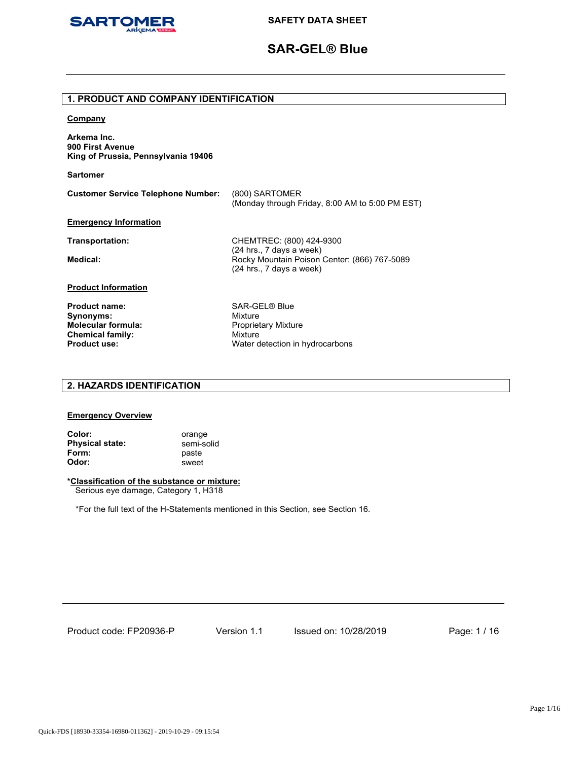# SAFETY DATA SHEET

# SAR-GEL® Blue

## 1. PRODUCT AND COMPANY IDENTIFICATION

**Company**

**Arkema Inc.**
**900 First Avenue**
**King of Prussia, Pennsylvania 19406**

**Sartomer**

| | |
|---|---|
| **Customer Service Telephone Number:** | (800) SARTOMER (Monday through Friday, 8:00 AM to 5:00 PM EST) |

**Emergency Information**

| | |
|---|---|
| **Transportation:** | CHEMTREC: (800) 424-9300 (24 hrs., 7 days a week) |
| **Medical:** | Rocky Mountain Poison Center: (866) 767-5089 (24 hrs., 7 days a week) |

**Product Information**

| | |
|---|---|
| **Product name:** | SAR-GEL® Blue |
| **Synonyms:** | Mixture |
| **Molecular formula:** | Proprietary Mixture |
| **Chemical family:** | Mixture |
| **Product use:** | Water detection in hydrocarbons |

## 2. HAZARDS IDENTIFICATION

**Emergency Overview**

| | |
|---|---|
| **Color:** | orange |
| **Physical state:** | semi-solid |
| **Form:** | paste |
| **Odor:** | sweet |

**\*Classification of the substance or mixture:**
Serious eye damage, Category 1, H318

*For the full text of the H-Statements mentioned in this Section, see Section 16.

Product code: FP20936-P    Version 1.1    Issued on: 10/28/2019

Quick-FDS [18930-33354-16980-011362] - 2019-10-29 - 09:15:54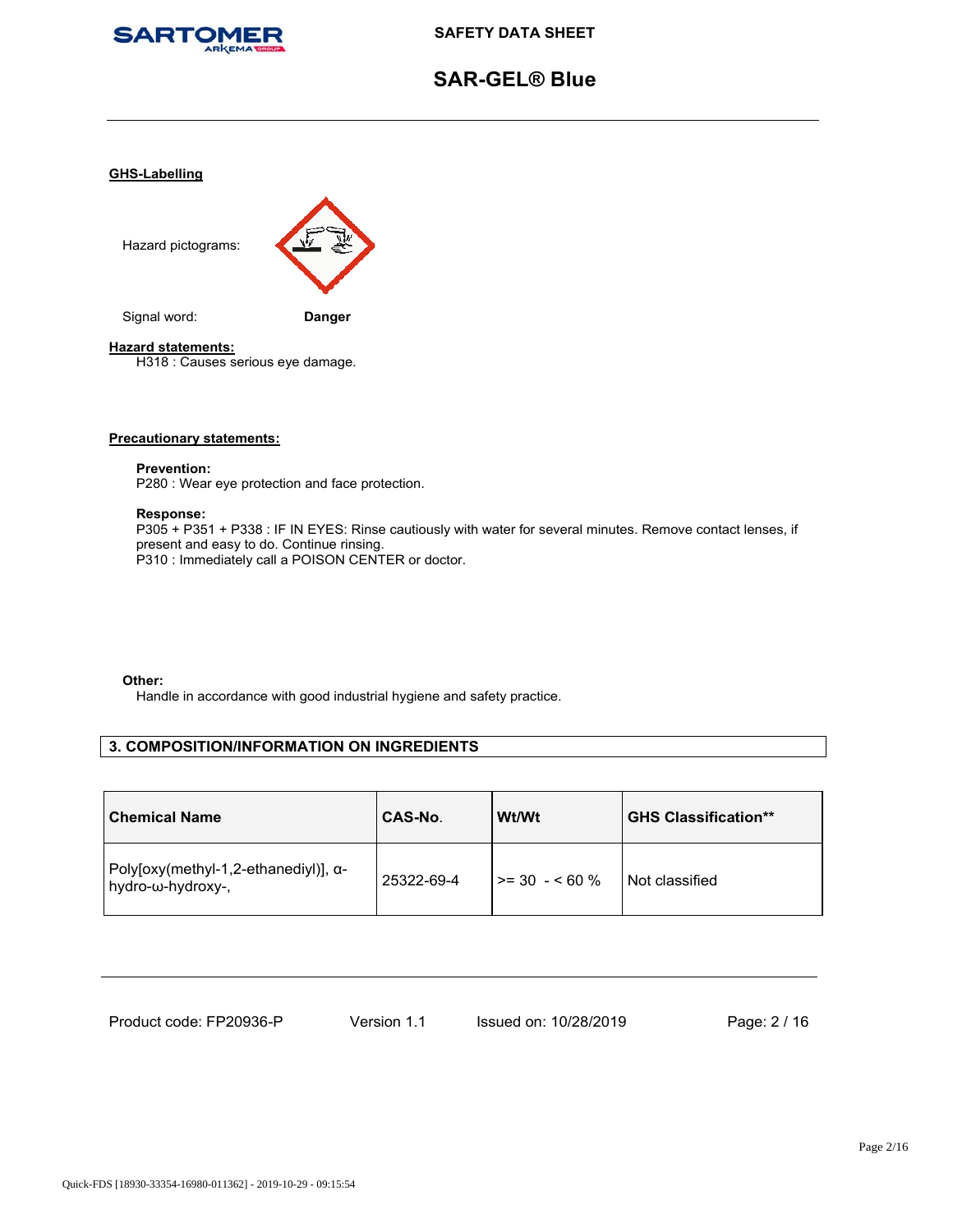### GHS-Labelling

Hazard pictograms:

Signal word: **Danger**

### Hazard statements:

H318 : Causes serious eye damage.

### Precautionary statements:

**Prevention:**
P280 : Wear eye protection and face protection.

**Response:**
P305 + P351 + P338 : IF IN EYES: Rinse cautiously with water for several minutes. Remove contact lenses, if present and easy to do. Continue rinsing.
P310 : Immediately call a POISON CENTER or doctor.

**Other:**
Handle in accordance with good industrial hygiene and safety practice.

## 3. COMPOSITION/INFORMATION ON INGREDIENTS

| Chemical Name | CAS-No. | Wt/Wt | GHS Classification** |
|---|---|---|---|
| Poly[oxy(methyl-1,2-ethanediyl)], α-hydro-ω-hydroxy-, | 25322-69-4 | >= 30 - < 60 % | Not classified |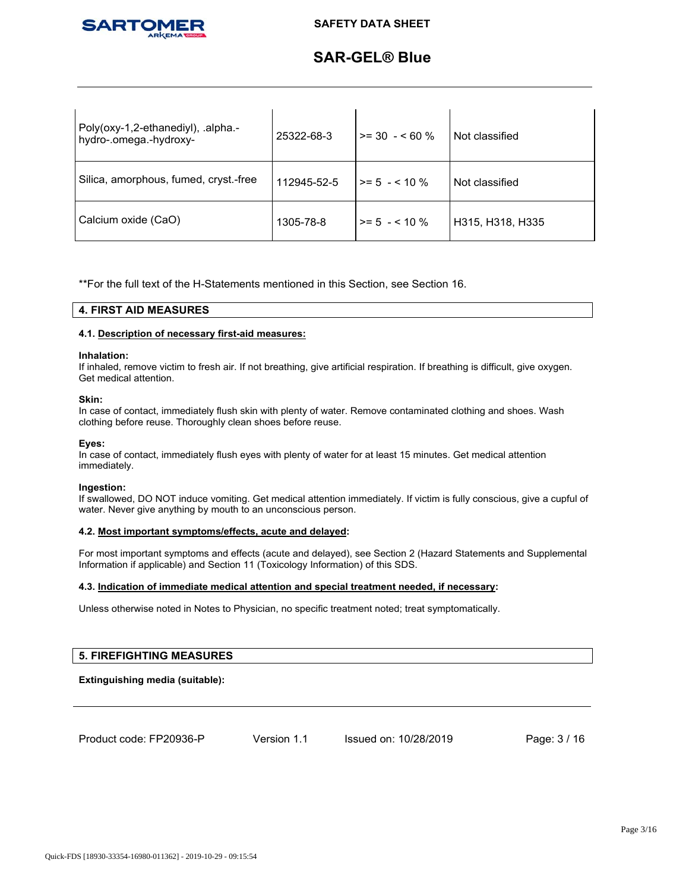| | | | |
|---|---|---|---|
| Poly(oxy-1,2-ethanediyl), .alpha.-hydro-.omega.-hydroxy- | 25322-68-3 | >= 30 - < 60 % | Not classified |
| Silica, amorphous, fumed, cryst.-free | 112945-52-5 | >= 5 - < 10 % | Not classified |
| Calcium oxide (CaO) | 1305-78-8 | >= 5 - < 10 % | H315, H318, H335 |

**For the full text of the H-Statements mentioned in this Section, see Section 16.

## 4. FIRST AID MEASURES

### 4.1. Description of necessary first-aid measures:

**Inhalation:**
If inhaled, remove victim to fresh air. If not breathing, give artificial respiration. If breathing is difficult, give oxygen. Get medical attention.

**Skin:**
In case of contact, immediately flush skin with plenty of water. Remove contaminated clothing and shoes. Wash clothing before reuse. Thoroughly clean shoes before reuse.

**Eyes:**
In case of contact, immediately flush eyes with plenty of water for at least 15 minutes. Get medical attention immediately.

**Ingestion:**
If swallowed, DO NOT induce vomiting. Get medical attention immediately. If victim is fully conscious, give a cupful of water. Never give anything by mouth to an unconscious person.

### 4.2. Most important symptoms/effects, acute and delayed:

For most important symptoms and effects (acute and delayed), see Section 2 (Hazard Statements and Supplemental Information if applicable) and Section 11 (Toxicology Information) of this SDS.

### 4.3. Indication of immediate medical attention and special treatment needed, if necessary:

Unless otherwise noted in Notes to Physician, no specific treatment noted; treat symptomatically.

## 5. FIREFIGHTING MEASURES

**Extinguishing media (suitable):**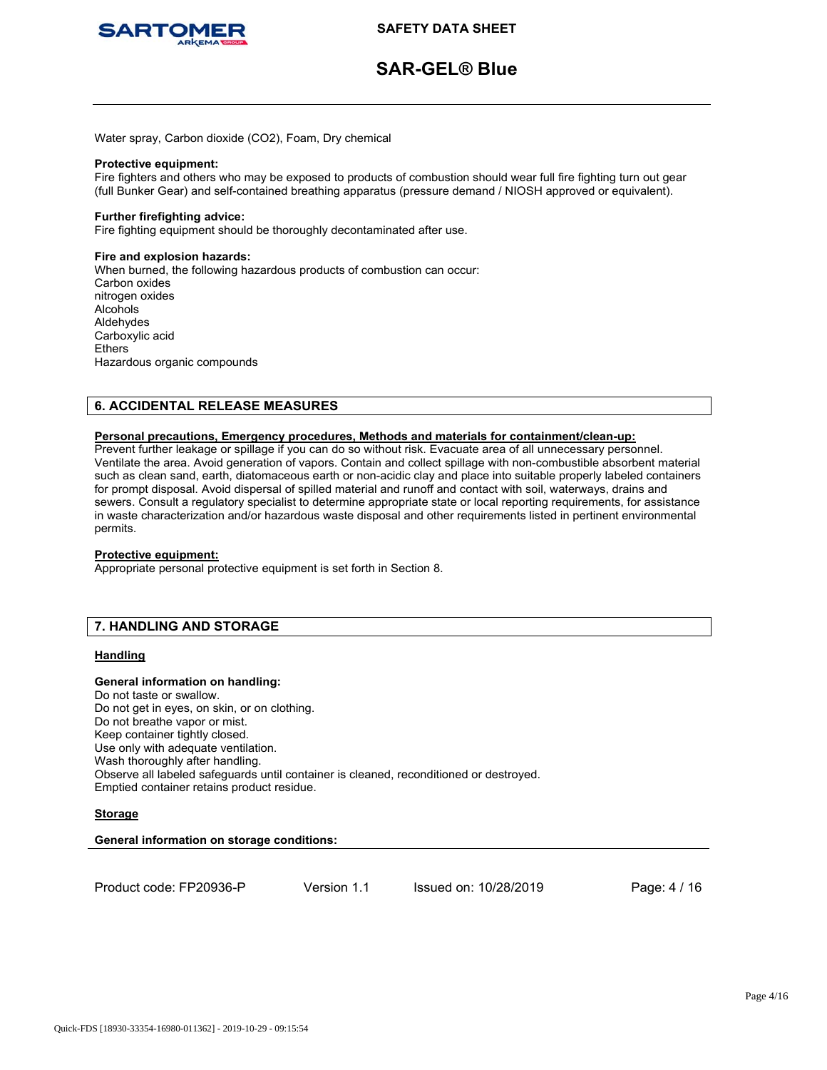Water spray, Carbon dioxide ($CO_2$), Foam, Dry chemical

**Protective equipment:**
Fire fighters and others who may be exposed to products of combustion should wear full fire fighting turn out gear (full Bunker Gear) and self-contained breathing apparatus (pressure demand / NIOSH approved or equivalent).

**Further firefighting advice:**
Fire fighting equipment should be thoroughly decontaminated after use.

**Fire and explosion hazards:**
When burned, the following hazardous products of combustion can occur:
Carbon oxides
nitrogen oxides
Alcohols
Aldehydes
Carboxylic acid
Ethers
Hazardous organic compounds

## 6. ACCIDENTAL RELEASE MEASURES

**Personal precautions, Emergency procedures, Methods and materials for containment/clean-up:**
Prevent further leakage or spillage if you can do so without risk. Evacuate area of all unnecessary personnel. Ventilate the area. Avoid generation of vapors. Contain and collect spillage with non-combustible absorbent material such as clean sand, earth, diatomaceous earth or non-acidic clay and place into suitable properly labeled containers for prompt disposal. Avoid dispersal of spilled material and runoff and contact with soil, waterways, drains and sewers. Consult a regulatory specialist to determine appropriate state or local reporting requirements, for assistance in waste characterization and/or hazardous waste disposal and other requirements listed in pertinent environmental permits.

**Protective equipment:**
Appropriate personal protective equipment is set forth in Section 8.

## 7. HANDLING AND STORAGE

**Handling**

**General information on handling:**
Do not taste or swallow.
Do not get in eyes, on skin, or on clothing.
Do not breathe vapor or mist.
Keep container tightly closed.
Use only with adequate ventilation.
Wash thoroughly after handling.
Observe all labeled safeguards until container is cleaned, reconditioned or destroyed.
Emptied container retains product residue.

**Storage**

**General information on storage conditions:**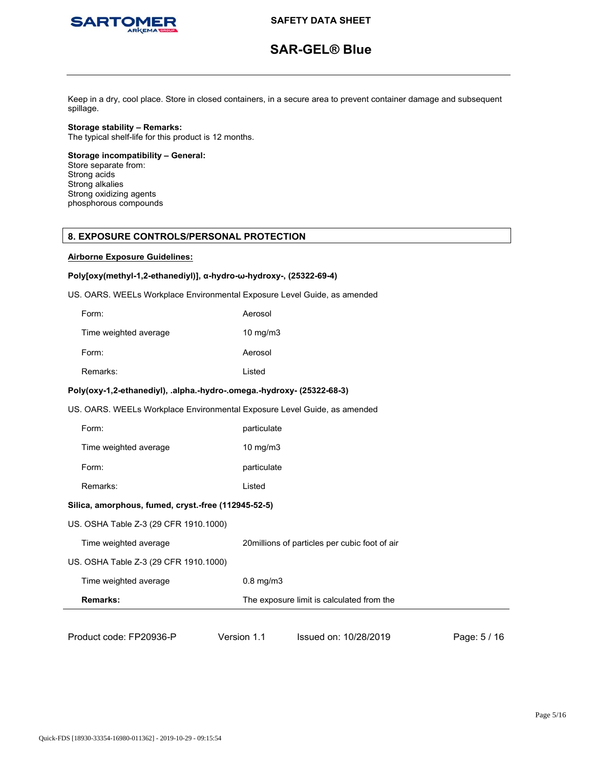Keep in a dry, cool place. Store in closed containers, in a secure area to prevent container damage and subsequent spillage.

**Storage stability – Remarks:**
The typical shelf-life for this product is 12 months.

**Storage incompatibility – General:**
Store separate from:
Strong acids
Strong alkalies
Strong oxidizing agents
phosphorous compounds

## 8. EXPOSURE CONTROLS/PERSONAL PROTECTION

**Airborne Exposure Guidelines:**

**Poly[oxy(methyl-1,2-ethanediyl)], α-hydro-ω-hydroxy-, (25322-69-4)**

US. OARS. WEELs Workplace Environmental Exposure Level Guide, as amended

| | |
|---|---|
| Form: | Aerosol |
| Time weighted average | 10 mg/m3 |
| Form: | Aerosol |
| Remarks: | Listed |

**Poly(oxy-1,2-ethanediyl), .alpha.-hydro-.omega.-hydroxy- (25322-68-3)**

US. OARS. WEELs Workplace Environmental Exposure Level Guide, as amended

| | |
|---|---|
| Form: | particulate |
| Time weighted average | 10 mg/m3 |
| Form: | particulate |
| Remarks: | Listed |

**Silica, amorphous, fumed, cryst.-free (112945-52-5)**

US. OSHA Table Z-3 (29 CFR 1910.1000)

| | |
|---|---|
| Time weighted average | 20millions of particles per cubic foot of air |

US. OSHA Table Z-3 (29 CFR 1910.1000)

| | |
|---|---|
| Time weighted average | 0.8 mg/m3 |
| **Remarks:** | The exposure limit is calculated from the |

Product code: FP20936-P Version 1.1 Issued on: 10/28/2019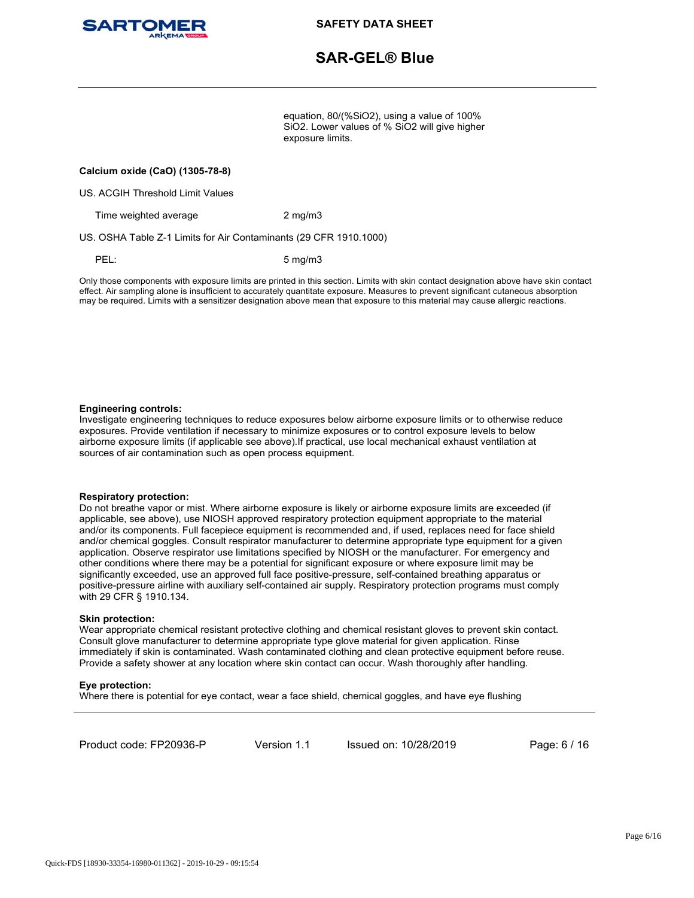equation, 80/(% $SiO_2$), using a value of 100% $SiO_2$. Lower values of % $SiO_2$ will give higher exposure limits.

**Calcium oxide (CaO) (1305-78-8)**

US. ACGIH Threshold Limit Values

| | |
|---|---|
| Time weighted average | 2 mg/m3 |

US. OSHA Table Z-1 Limits for Air Contaminants (29 CFR 1910.1000)

| | |
|---|---|
| PEL: | 5 mg/m3 |

Only those components with exposure limits are printed in this section. Limits with skin contact designation above have skin contact effect. Air sampling alone is insufficient to accurately quantitate exposure. Measures to prevent significant cutaneous absorption may be required. Limits with a sensitizer designation above mean that exposure to this material may cause allergic reactions.

**Engineering controls:**
Investigate engineering techniques to reduce exposures below airborne exposure limits or to otherwise reduce exposures. Provide ventilation if necessary to minimize exposures or to control exposure levels to below airborne exposure limits (if applicable see above).If practical, use local mechanical exhaust ventilation at sources of air contamination such as open process equipment.

**Respiratory protection:**
Do not breathe vapor or mist. Where airborne exposure is likely or airborne exposure limits are exceeded (if applicable, see above), use NIOSH approved respiratory protection equipment appropriate to the material and/or its components. Full facepiece equipment is recommended and, if used, replaces need for face shield and/or chemical goggles. Consult respirator manufacturer to determine appropriate type equipment for a given application. Observe respirator use limitations specified by NIOSH or the manufacturer. For emergency and other conditions where there may be a potential for significant exposure or where exposure limit may be significantly exceeded, use an approved full face positive-pressure, self-contained breathing apparatus or positive-pressure airline with auxiliary self-contained air supply. Respiratory protection programs must comply with 29 CFR § 1910.134.

**Skin protection:**
Wear appropriate chemical resistant protective clothing and chemical resistant gloves to prevent skin contact. Consult glove manufacturer to determine appropriate type glove material for given application. Rinse immediately if skin is contaminated. Wash contaminated clothing and clean protective equipment before reuse. Provide a safety shower at any location where skin contact can occur. Wash thoroughly after handling.

**Eye protection:**
Where there is potential for eye contact, wear a face shield, chemical goggles, and have eye flushing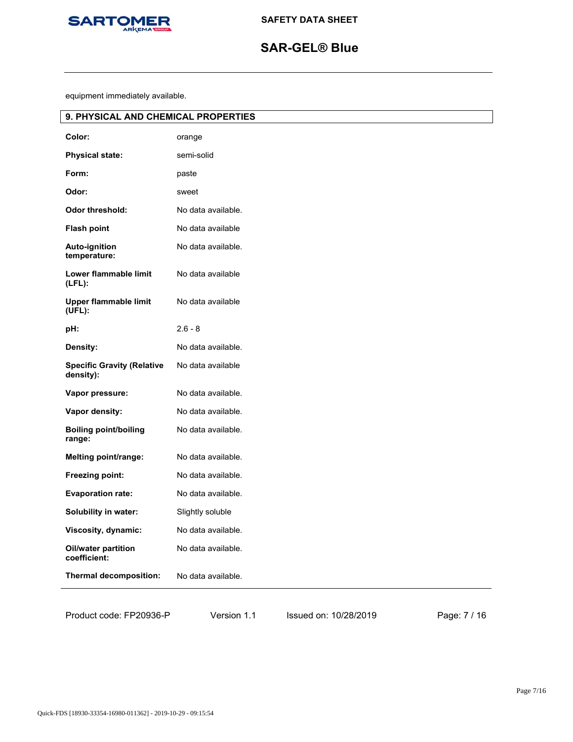equipment immediately available.

## 9. PHYSICAL AND CHEMICAL PROPERTIES

| Property | Value |
|---|---|
| **Color:** | orange |
| **Physical state:** | semi-solid |
| **Form:** | paste |
| **Odor:** | sweet |
| **Odor threshold:** | No data available. |
| **Flash point** | No data available |
| **Auto-ignition temperature:** | No data available. |
| **Lower flammable limit (LFL):** | No data available |
| **Upper flammable limit (UFL):** | No data available |
| **pH:** | 2.6 - 8 |
| **Density:** | No data available. |
| **Specific Gravity (Relative density):** | No data available |
| **Vapor pressure:** | No data available. |
| **Vapor density:** | No data available. |
| **Boiling point/boiling range:** | No data available. |
| **Melting point/range:** | No data available. |
| **Freezing point:** | No data available. |
| **Evaporation rate:** | No data available. |
| **Solubility in water:** | Slightly soluble |
| **Viscosity, dynamic:** | No data available. |
| **Oil/water partition coefficient:** | No data available. |
| **Thermal decomposition:** | No data available. |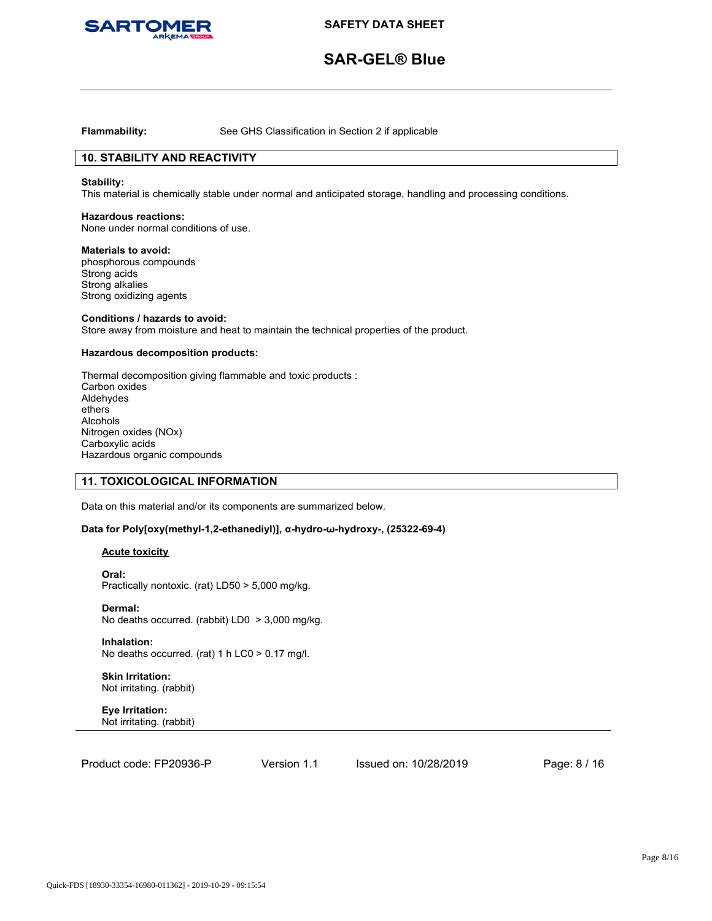**Flammability:** See GHS Classification in Section 2 if applicable

## 10. STABILITY AND REACTIVITY

**Stability:**
This material is chemically stable under normal and anticipated storage, handling and processing conditions.

**Hazardous reactions:**
None under normal conditions of use.

**Materials to avoid:**
phosphorous compounds
Strong acids
Strong alkalies
Strong oxidizing agents

**Conditions / hazards to avoid:**
Store away from moisture and heat to maintain the technical properties of the product.

**Hazardous decomposition products:**

Thermal decomposition giving flammable and toxic products :
Carbon oxides
Aldehydes
ethers
Alcohols
Nitrogen oxides (NOx)
Carboxylic acids
Hazardous organic compounds

## 11. TOXICOLOGICAL INFORMATION

Data on this material and/or its components are summarized below.

**Data for Poly[oxy(methyl-1,2-ethanediyl)], α-hydro-ω-hydroxy-, (25322-69-4)**

**Acute toxicity**

**Oral:**
Practically nontoxic. (rat) LD50 > 5,000 mg/kg.

**Dermal:**
No deaths occurred. (rabbit) LD0 > 3,000 mg/kg.

**Inhalation:**
No deaths occurred. (rat) 1 h LC0 > 0.17 mg/l.

**Skin Irritation:**
Not irritating. (rabbit)

**Eye Irritation:**
Not irritating. (rabbit)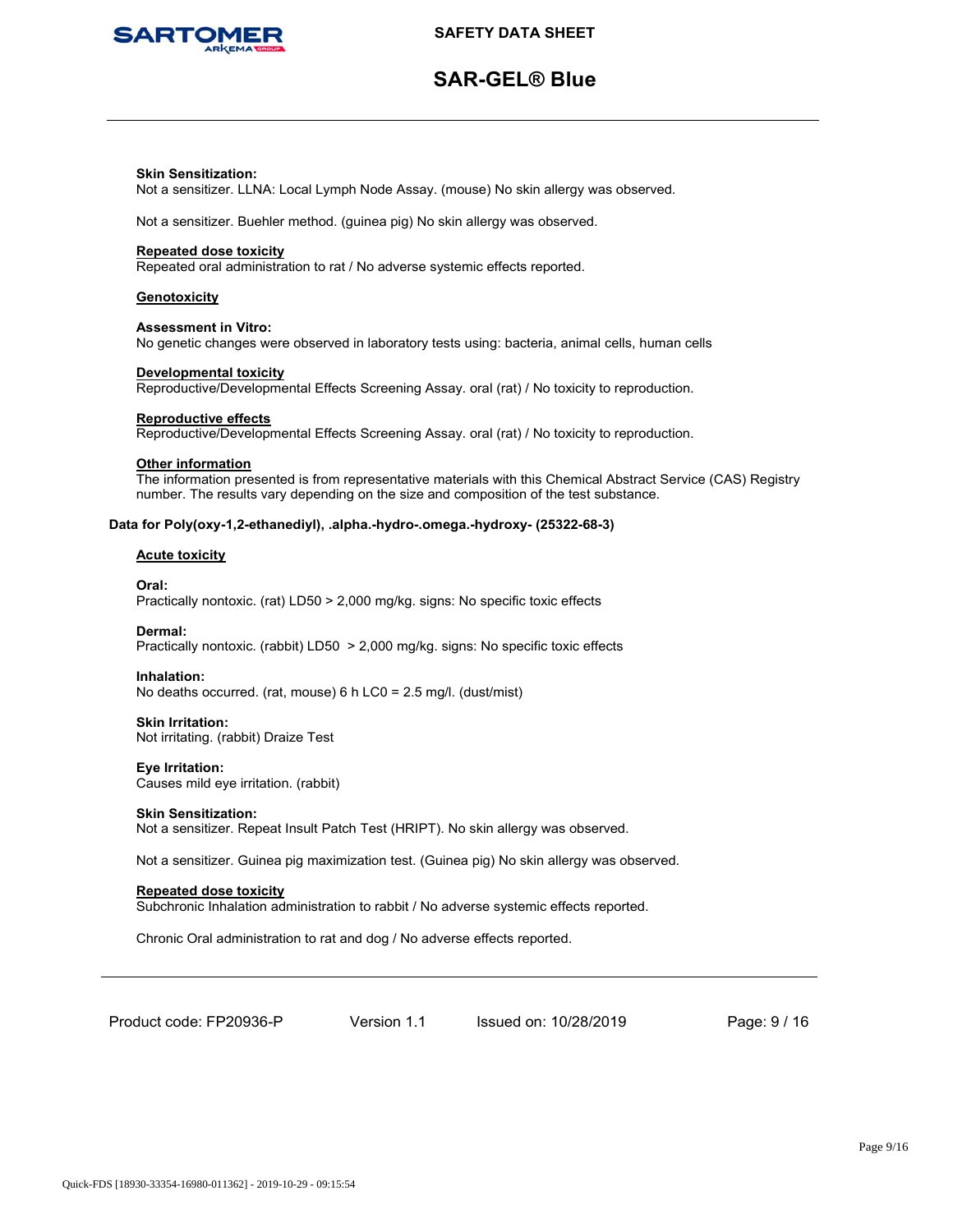**Skin Sensitization:**
Not a sensitizer. LLNA: Local Lymph Node Assay. (mouse) No skin allergy was observed.

Not a sensitizer. Buehler method. (guinea pig) No skin allergy was observed.

**Repeated dose toxicity**
Repeated oral administration to rat / No adverse systemic effects reported.

**Genotoxicity**

**Assessment in Vitro:**
No genetic changes were observed in laboratory tests using: bacteria, animal cells, human cells

**Developmental toxicity**
Reproductive/Developmental Effects Screening Assay. oral (rat) / No toxicity to reproduction.

**Reproductive effects**
Reproductive/Developmental Effects Screening Assay. oral (rat) / No toxicity to reproduction.

**Other information**
The information presented is from representative materials with this Chemical Abstract Service (CAS) Registry number. The results vary depending on the size and composition of the test substance.

**Data for Poly(oxy-1,2-ethanediyl), .alpha.-hydro-.omega.-hydroxy- (25322-68-3)**

**Acute toxicity**

**Oral:**
Practically nontoxic. (rat) LD50 > 2,000 mg/kg. signs: No specific toxic effects

**Dermal:**
Practically nontoxic. (rabbit) LD50 > 2,000 mg/kg. signs: No specific toxic effects

**Inhalation:**
No deaths occurred. (rat, mouse) 6 h LC0 = 2.5 mg/l. (dust/mist)

**Skin Irritation:**
Not irritating. (rabbit) Draize Test

**Eye Irritation:**
Causes mild eye irritation. (rabbit)

**Skin Sensitization:**
Not a sensitizer. Repeat Insult Patch Test (HRIPT). No skin allergy was observed.

Not a sensitizer. Guinea pig maximization test. (Guinea pig) No skin allergy was observed.

**Repeated dose toxicity**
Subchronic Inhalation administration to rabbit / No adverse systemic effects reported.

Chronic Oral administration to rat and dog / No adverse effects reported.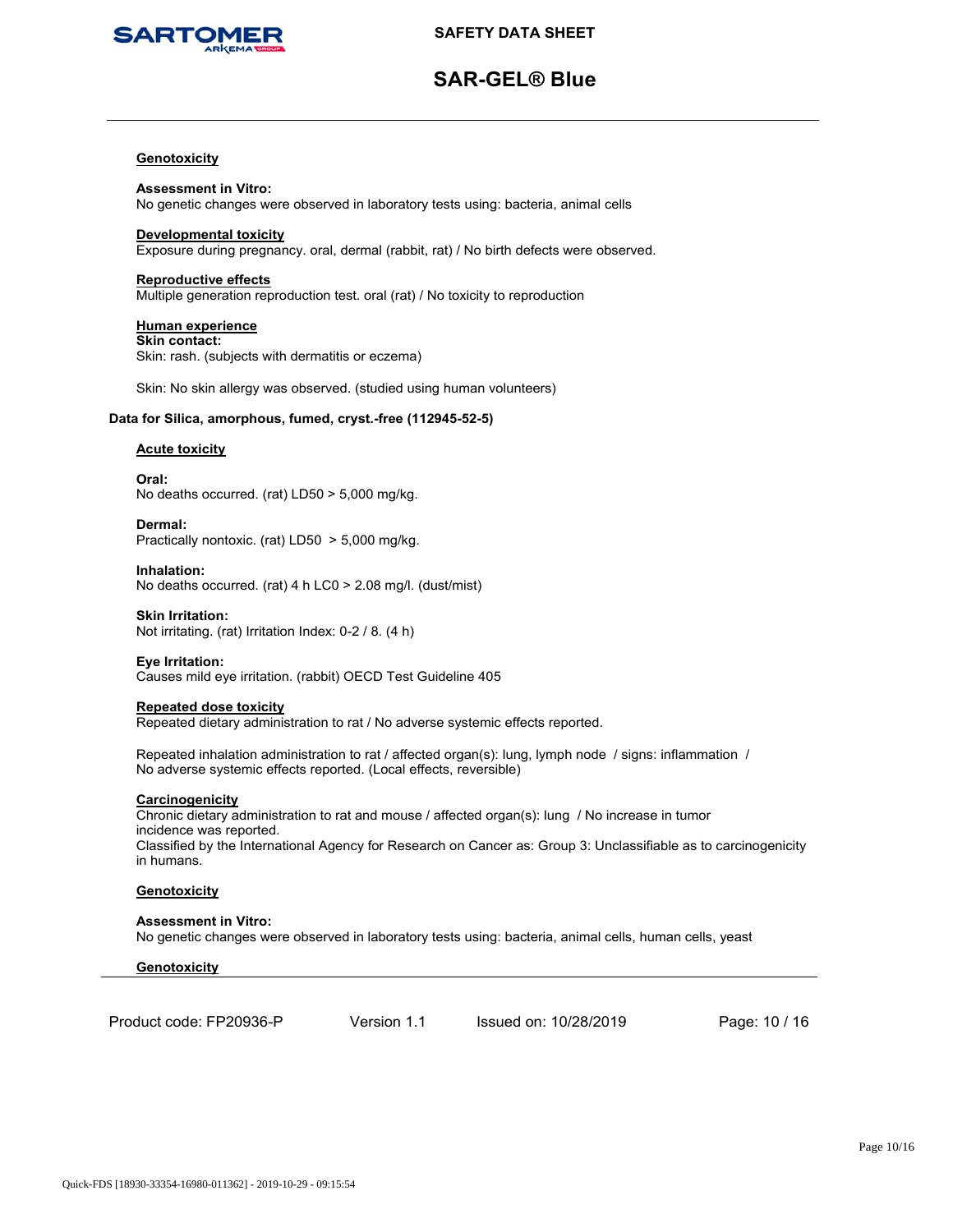### Genotoxicity

**Assessment in Vitro:**
No genetic changes were observed in laboratory tests using: bacteria, animal cells

### Developmental toxicity
Exposure during pregnancy. oral, dermal (rabbit, rat) / No birth defects were observed.

### Reproductive effects
Multiple generation reproduction test. oral (rat) / No toxicity to reproduction

### Human experience
**Skin contact:**
Skin: rash. (subjects with dermatitis or eczema)

Skin: No skin allergy was observed. (studied using human volunteers)

## Data for Silica, amorphous, fumed, cryst.-free (112945-52-5)

### Acute toxicity

**Oral:**
No deaths occurred. (rat) LD50 > 5,000 mg/kg.

**Dermal:**
Practically nontoxic. (rat) LD50 > 5,000 mg/kg.

**Inhalation:**
No deaths occurred. (rat) 4 h LC0 > 2.08 mg/l. (dust/mist)

**Skin Irritation:**
Not irritating. (rat) Irritation Index: 0-2 / 8. (4 h)

**Eye Irritation:**
Causes mild eye irritation. (rabbit) OECD Test Guideline 405

### Repeated dose toxicity
Repeated dietary administration to rat / No adverse systemic effects reported.

Repeated inhalation administration to rat / affected organ(s): lung, lymph node / signs: inflammation / No adverse systemic effects reported. (Local effects, reversible)

### Carcinogenicity
Chronic dietary administration to rat and mouse / affected organ(s): lung / No increase in tumor incidence was reported.
Classified by the International Agency for Research on Cancer as: Group 3: Unclassifiable as to carcinogenicity in humans.

### Genotoxicity

**Assessment in Vitro:**
No genetic changes were observed in laboratory tests using: bacteria, animal cells, human cells, yeast

### Genotoxicity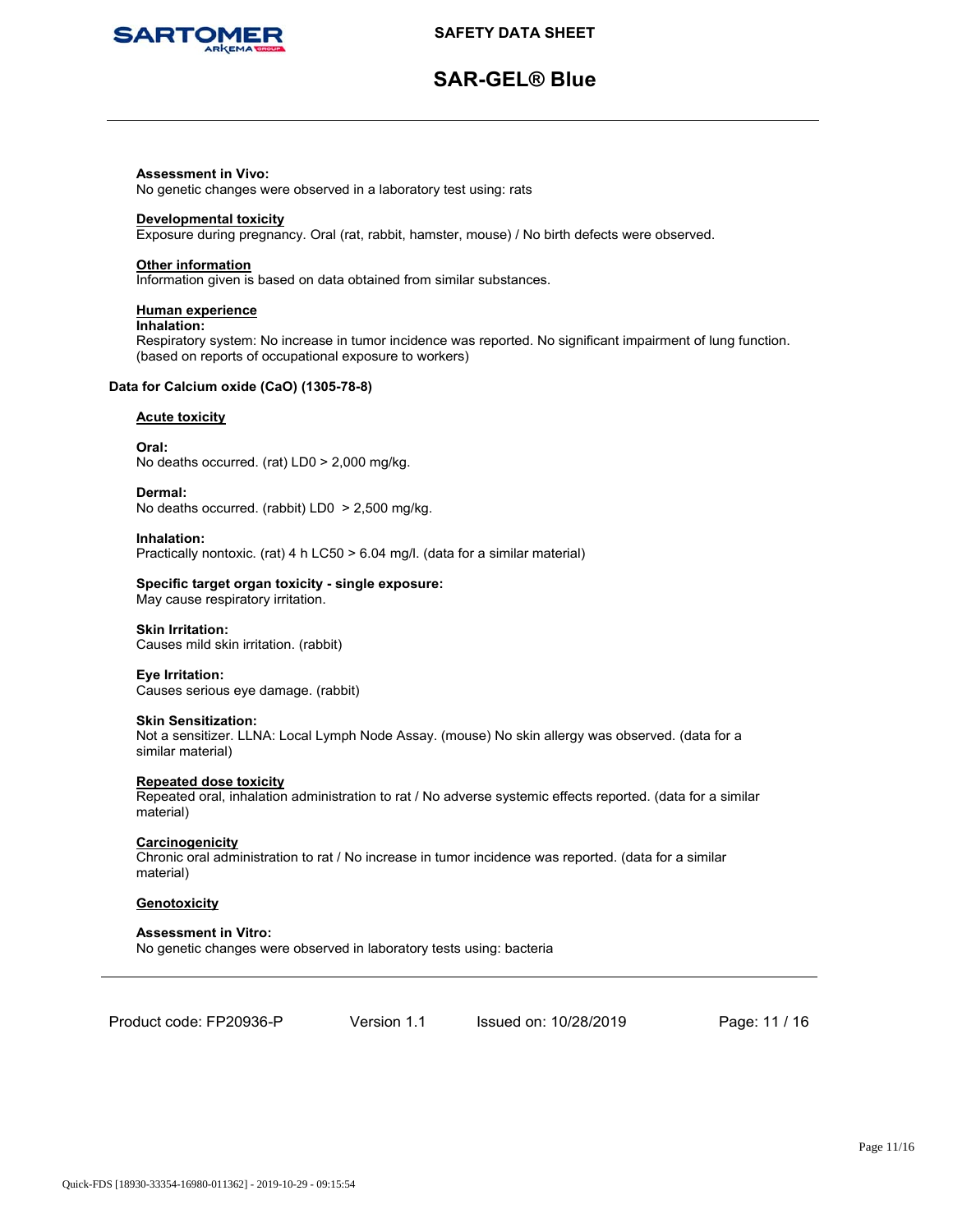**Assessment in Vivo:**
No genetic changes were observed in a laboratory test using: rats

**Developmental toxicity**
Exposure during pregnancy. Oral (rat, rabbit, hamster, mouse) / No birth defects were observed.

**Other information**
Information given is based on data obtained from similar substances.

**Human experience**
**Inhalation:**
Respiratory system: No increase in tumor incidence was reported. No significant impairment of lung function. (based on reports of occupational exposure to workers)

**Data for Calcium oxide (CaO) (1305-78-8)**

**Acute toxicity**

**Oral:**
No deaths occurred. (rat) LD0 > 2,000 mg/kg.

**Dermal:**
No deaths occurred. (rabbit) LD0 > 2,500 mg/kg.

**Inhalation:**
Practically nontoxic. (rat) 4 h LC50 > 6.04 mg/l. (data for a similar material)

**Specific target organ toxicity - single exposure:**
May cause respiratory irritation.

**Skin Irritation:**
Causes mild skin irritation. (rabbit)

**Eye Irritation:**
Causes serious eye damage. (rabbit)

**Skin Sensitization:**
Not a sensitizer. LLNA: Local Lymph Node Assay. (mouse) No skin allergy was observed. (data for a similar material)

**Repeated dose toxicity**
Repeated oral, inhalation administration to rat / No adverse systemic effects reported. (data for a similar material)

**Carcinogenicity**
Chronic oral administration to rat / No increase in tumor incidence was reported. (data for a similar material)

**Genotoxicity**

**Assessment in Vitro:**
No genetic changes were observed in laboratory tests using: bacteria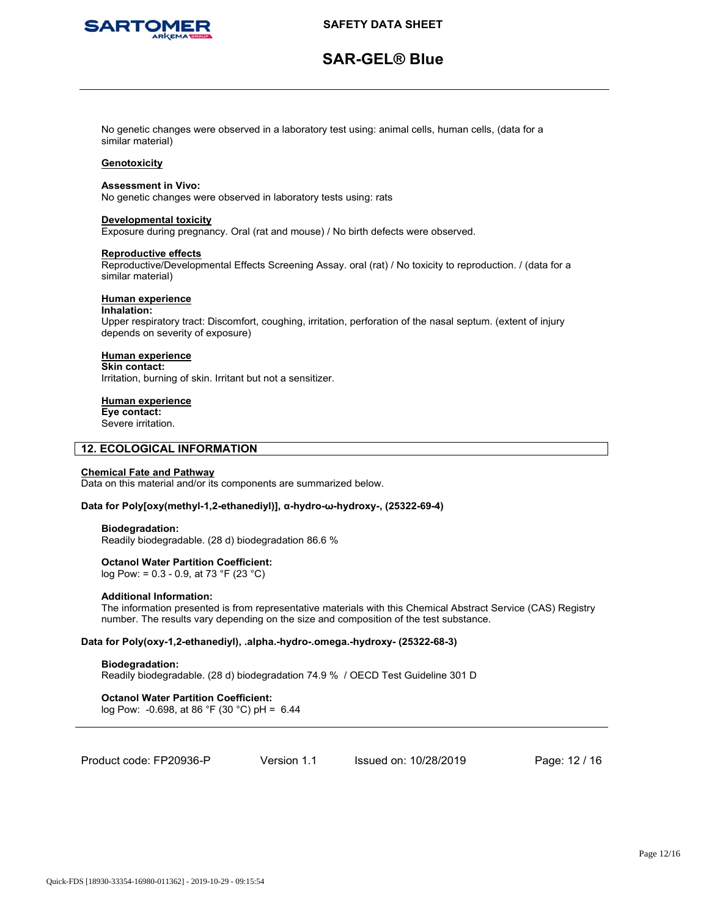No genetic changes were observed in a laboratory test using: animal cells, human cells, (data for a similar material)

**Genotoxicity**

**Assessment in Vivo:**
No genetic changes were observed in laboratory tests using: rats

**Developmental toxicity**
Exposure during pregnancy. Oral (rat and mouse) / No birth defects were observed.

**Reproductive effects**
Reproductive/Developmental Effects Screening Assay. oral (rat) / No toxicity to reproduction. / (data for a similar material)

**Human experience**
**Inhalation:**
Upper respiratory tract: Discomfort, coughing, irritation, perforation of the nasal septum. (extent of injury depends on severity of exposure)

**Human experience**
**Skin contact:**
Irritation, burning of skin. Irritant but not a sensitizer.

**Human experience**
**Eye contact:**
Severe irritation.

## 12. ECOLOGICAL INFORMATION

**Chemical Fate and Pathway**
Data on this material and/or its components are summarized below.

**Data for Poly[oxy(methyl-1,2-ethanediyl)], α-hydro-ω-hydroxy-, (25322-69-4)**

**Biodegradation:**
Readily biodegradable. (28 d) biodegradation 86.6 %

**Octanol Water Partition Coefficient:**
log Pow: = 0.3 - 0.9, at 73 °F (23 °C)

**Additional Information:**
The information presented is from representative materials with this Chemical Abstract Service (CAS) Registry number. The results vary depending on the size and composition of the test substance.

**Data for Poly(oxy-1,2-ethanediyl), .alpha.-hydro-.omega.-hydroxy- (25322-68-3)**

**Biodegradation:**
Readily biodegradable. (28 d) biodegradation 74.9 % / OECD Test Guideline 301 D

**Octanol Water Partition Coefficient:**
log Pow: -0.698, at 86 °F (30 °C) pH = 6.44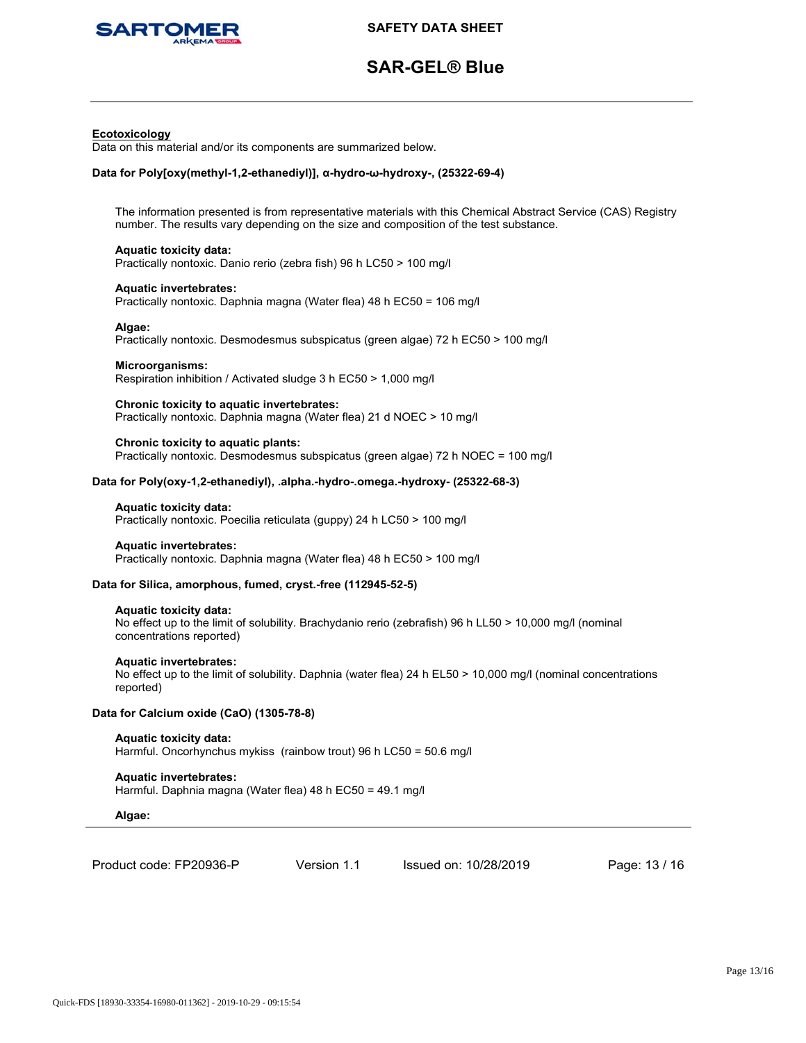#### Ecotoxicology

Data on this material and/or its components are summarized below.

**Data for Poly[oxy(methyl-1,2-ethanediyl)], α-hydro-ω-hydroxy-, (25322-69-4)**

The information presented is from representative materials with this Chemical Abstract Service (CAS) Registry number. The results vary depending on the size and composition of the test substance.

**Aquatic toxicity data:**
Practically nontoxic. Danio rerio (zebra fish) 96 h LC50 > 100 mg/l

**Aquatic invertebrates:**
Practically nontoxic. Daphnia magna (Water flea) 48 h EC50 = 106 mg/l

**Algae:**
Practically nontoxic. Desmodesmus subspicatus (green algae) 72 h EC50 > 100 mg/l

**Microorganisms:**
Respiration inhibition / Activated sludge 3 h EC50 > 1,000 mg/l

**Chronic toxicity to aquatic invertebrates:**
Practically nontoxic. Daphnia magna (Water flea) 21 d NOEC > 10 mg/l

**Chronic toxicity to aquatic plants:**
Practically nontoxic. Desmodesmus subspicatus (green algae) 72 h NOEC = 100 mg/l

**Data for Poly(oxy-1,2-ethanediyl), .alpha.-hydro-.omega.-hydroxy- (25322-68-3)**

**Aquatic toxicity data:**
Practically nontoxic. Poecilia reticulata (guppy) 24 h LC50 > 100 mg/l

**Aquatic invertebrates:**
Practically nontoxic. Daphnia magna (Water flea) 48 h EC50 > 100 mg/l

**Data for Silica, amorphous, fumed, cryst.-free (112945-52-5)**

**Aquatic toxicity data:**
No effect up to the limit of solubility. Brachydanio rerio (zebrafish) 96 h LL50 > 10,000 mg/l (nominal concentrations reported)

**Aquatic invertebrates:**
No effect up to the limit of solubility. Daphnia (water flea) 24 h EL50 > 10,000 mg/l (nominal concentrations reported)

**Data for Calcium oxide (CaO) (1305-78-8)**

**Aquatic toxicity data:**
Harmful. Oncorhynchus mykiss (rainbow trout) 96 h LC50 = 50.6 mg/l

**Aquatic invertebrates:**
Harmful. Daphnia magna (Water flea) 48 h EC50 = 49.1 mg/l

**Algae:**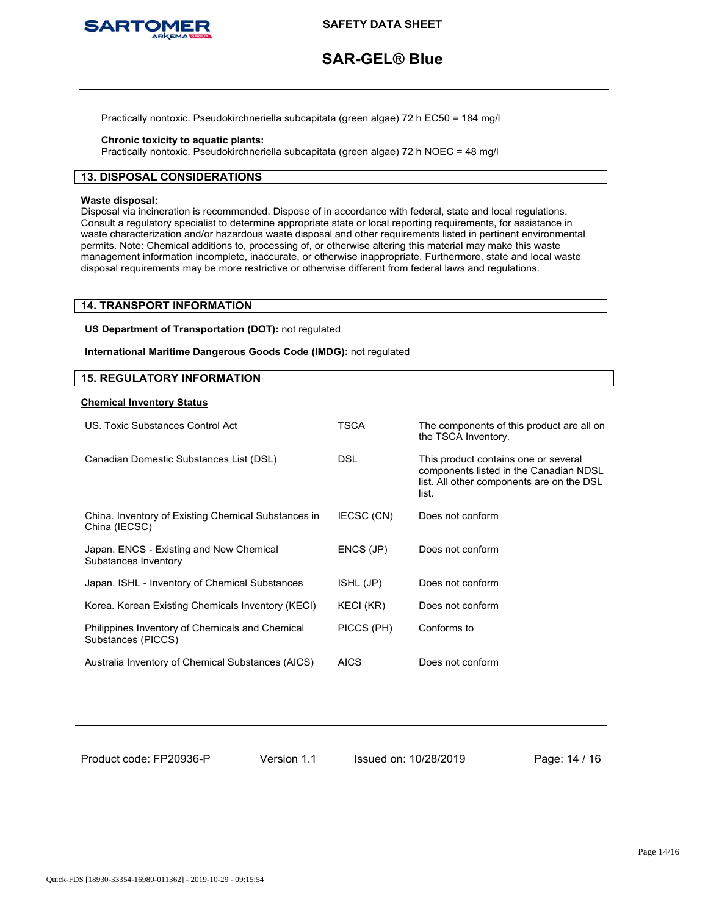Practically nontoxic. Pseudokirchneriella subcapitata (green algae) 72 h EC50 = 184 mg/l

**Chronic toxicity to aquatic plants:**
Practically nontoxic. Pseudokirchneriella subcapitata (green algae) 72 h NOEC = 48 mg/l

## 13. DISPOSAL CONSIDERATIONS

**Waste disposal:**
Disposal via incineration is recommended. Dispose of in accordance with federal, state and local regulations. Consult a regulatory specialist to determine appropriate state or local reporting requirements, for assistance in waste characterization and/or hazardous waste disposal and other requirements listed in pertinent environmental permits. Note: Chemical additions to, processing of, or otherwise altering this material may make this waste management information incomplete, inaccurate, or otherwise inappropriate. Furthermore, state and local waste disposal requirements may be more restrictive or otherwise different from federal laws and regulations.

## 14. TRANSPORT INFORMATION

**US Department of Transportation (DOT):** not regulated

**International Maritime Dangerous Goods Code (IMDG):** not regulated

## 15. REGULATORY INFORMATION

**Chemical Inventory Status**

| | | |
|---|---|---|
| US. Toxic Substances Control Act | TSCA | The components of this product are all on the TSCA Inventory. |
| Canadian Domestic Substances List (DSL) | DSL | This product contains one or several components listed in the Canadian NDSL list. All other components are on the DSL list. |
| China. Inventory of Existing Chemical Substances in China (IECSC) | IECSC (CN) | Does not conform |
| Japan. ENCS - Existing and New Chemical Substances Inventory | ENCS (JP) | Does not conform |
| Japan. ISHL - Inventory of Chemical Substances | ISHL (JP) | Does not conform |
| Korea. Korean Existing Chemicals Inventory (KECI) | KECI (KR) | Does not conform |
| Philippines Inventory of Chemicals and Chemical Substances (PICCS) | PICCS (PH) | Conforms to |
| Australia Inventory of Chemical Substances (AICS) | AICS | Does not conform |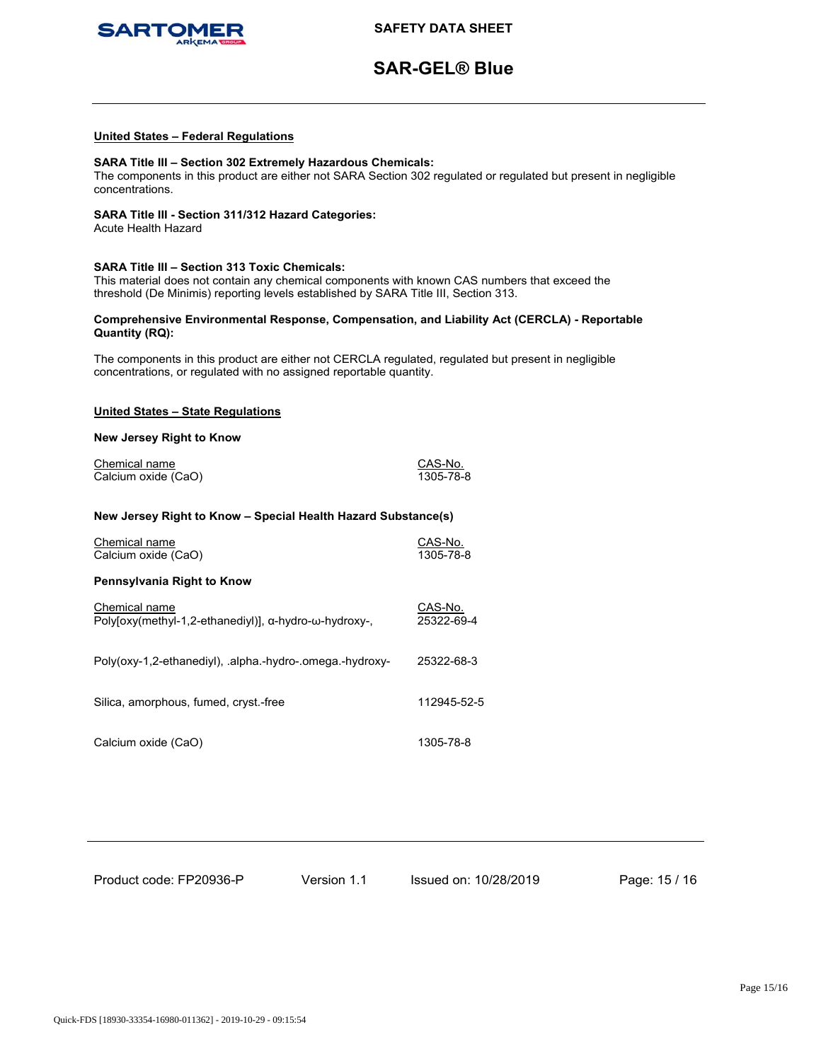## United States – Federal Regulations

**SARA Title III – Section 302 Extremely Hazardous Chemicals:**
The components in this product are either not SARA Section 302 regulated or regulated but present in negligible concentrations.

**SARA Title III - Section 311/312 Hazard Categories:**
Acute Health Hazard

**SARA Title III – Section 313 Toxic Chemicals:**
This material does not contain any chemical components with known CAS numbers that exceed the threshold (De Minimis) reporting levels established by SARA Title III, Section 313.

**Comprehensive Environmental Response, Compensation, and Liability Act (CERCLA) - Reportable Quantity (RQ):**

The components in this product are either not CERCLA regulated, regulated but present in negligible concentrations, or regulated with no assigned reportable quantity.

## United States – State Regulations

**New Jersey Right to Know**

| Chemical name | CAS-No. |
| --- | --- |
| Calcium oxide (CaO) | 1305-78-8 |

**New Jersey Right to Know – Special Health Hazard Substance(s)**

| Chemical name | CAS-No. |
| --- | --- |
| Calcium oxide (CaO) | 1305-78-8 |

**Pennsylvania Right to Know**

| Chemical name | CAS-No. |
| --- | --- |
| Poly[oxy(methyl-1,2-ethanediyl)], α-hydro-ω-hydroxy-, | 25322-69-4 |
| Poly(oxy-1,2-ethanediyl), .alpha.-hydro-.omega.-hydroxy- | 25322-68-3 |
| Silica, amorphous, fumed, cryst.-free | 112945-52-5 |
| Calcium oxide (CaO) | 1305-78-8 |

Product code: FP20936-P Version 1.1 Issued on: 10/28/2019

Quick-FDS [18930-33354-16980-011362] - 2019-10-29 - 09:15:54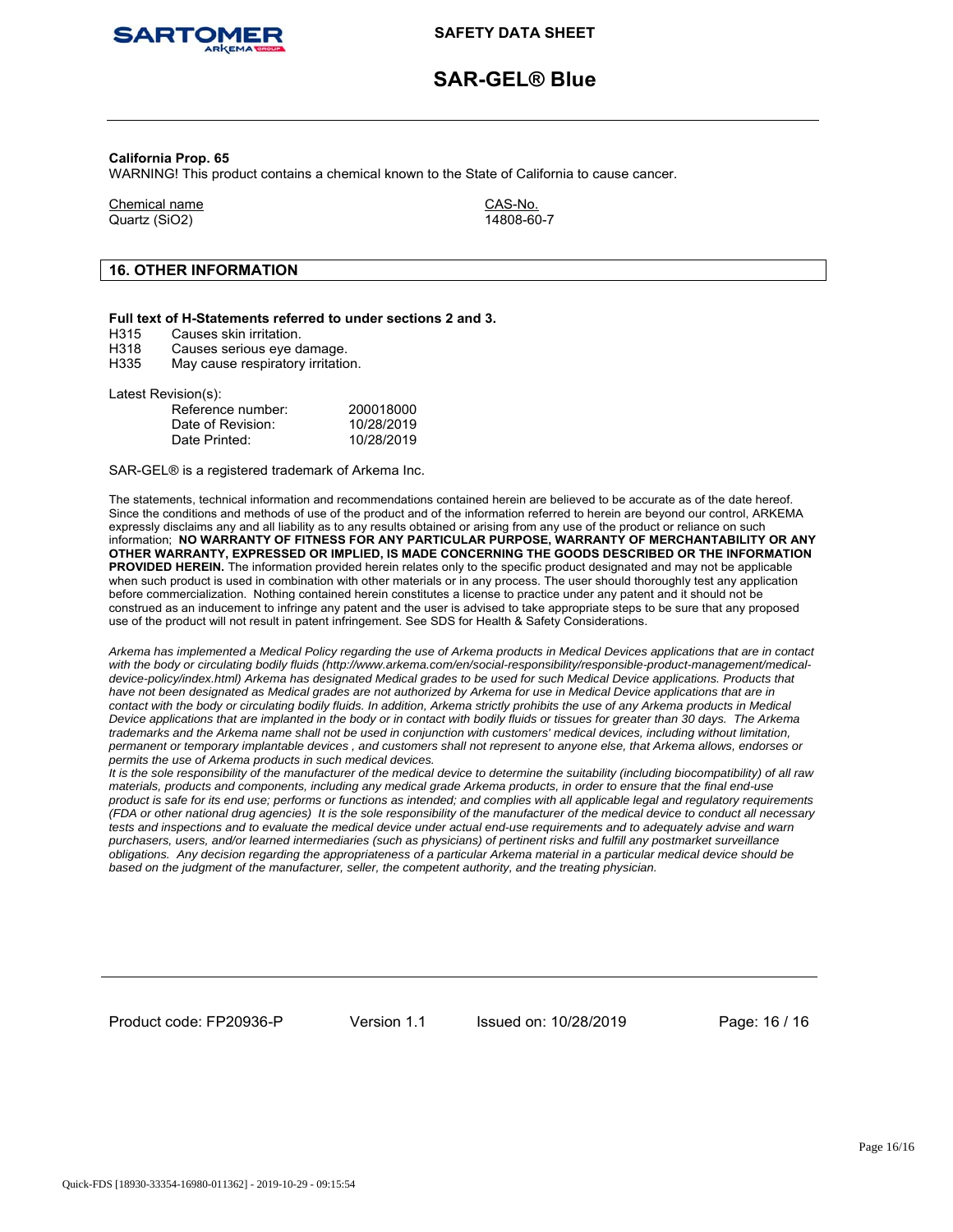**California Prop. 65**

WARNING! This product contains a chemical known to the State of California to cause cancer.

| Chemical name | CAS-No. |
|---|---|
| Quartz ($SiO_2$) | 14808-60-7 |

## 16. OTHER INFORMATION

**Full text of H-Statements referred to under sections 2 and 3.**

H315 Causes skin irritation.
H318 Causes serious eye damage.
H335 May cause respiratory irritation.

Latest Revision(s):

| | |
|---|---|
| Reference number: | 200018000 |
| Date of Revision: | 10/28/2019 |
| Date Printed: | 10/28/2019 |

SAR-GEL® is a registered trademark of Arkema Inc.

The statements, technical information and recommendations contained herein are believed to be accurate as of the date hereof. Since the conditions and methods of use of the product and of the information referred to herein are beyond our control, ARKEMA expressly disclaims any and all liability as to any results obtained or arising from any use of the product or reliance on such information; **NO WARRANTY OF FITNESS FOR ANY PARTICULAR PURPOSE, WARRANTY OF MERCHANTABILITY OR ANY OTHER WARRANTY, EXPRESSED OR IMPLIED, IS MADE CONCERNING THE GOODS DESCRIBED OR THE INFORMATION PROVIDED HEREIN.** The information provided herein relates only to the specific product designated and may not be applicable when such product is used in combination with other materials or in any process. The user should thoroughly test any application before commercialization. Nothing contained herein constitutes a license to practice under any patent and it should not be construed as an inducement to infringe any patent and the user is advised to take appropriate steps to be sure that any proposed use of the product will not result in patent infringement. See SDS for Health & Safety Considerations.

*Arkema has implemented a Medical Policy regarding the use of Arkema products in Medical Devices applications that are in contact with the body or circulating bodily fluids (http://www.arkema.com/en/social-responsibility/responsible-product-management/medical-device-policy/index.html) Arkema has designated Medical grades to be used for such Medical Device applications. Products that have not been designated as Medical grades are not authorized by Arkema for use in Medical Device applications that are in contact with the body or circulating bodily fluids. In addition, Arkema strictly prohibits the use of any Arkema products in Medical Device applications that are implanted in the body or in contact with bodily fluids or tissues for greater than 30 days. The Arkema trademarks and the Arkema name shall not be used in conjunction with customers' medical devices, including without limitation, permanent or temporary implantable devices , and customers shall not represent to anyone else, that Arkema allows, endorses or permits the use of Arkema products in such medical devices.*

*It is the sole responsibility of the manufacturer of the medical device to determine the suitability (including biocompatibility) of all raw materials, products and components, including any medical grade Arkema products, in order to ensure that the final end-use product is safe for its end use; performs or functions as intended; and complies with all applicable legal and regulatory requirements (FDA or other national drug agencies) It is the sole responsibility of the manufacturer of the medical device to conduct all necessary tests and inspections and to evaluate the medical device under actual end-use requirements and to adequately advise and warn purchasers, users, and/or learned intermediaries (such as physicians) of pertinent risks and fulfill any postmarket surveillance obligations. Any decision regarding the appropriateness of a particular Arkema material in a particular medical device should be based on the judgment of the manufacturer, seller, the competent authority, and the treating physician.*